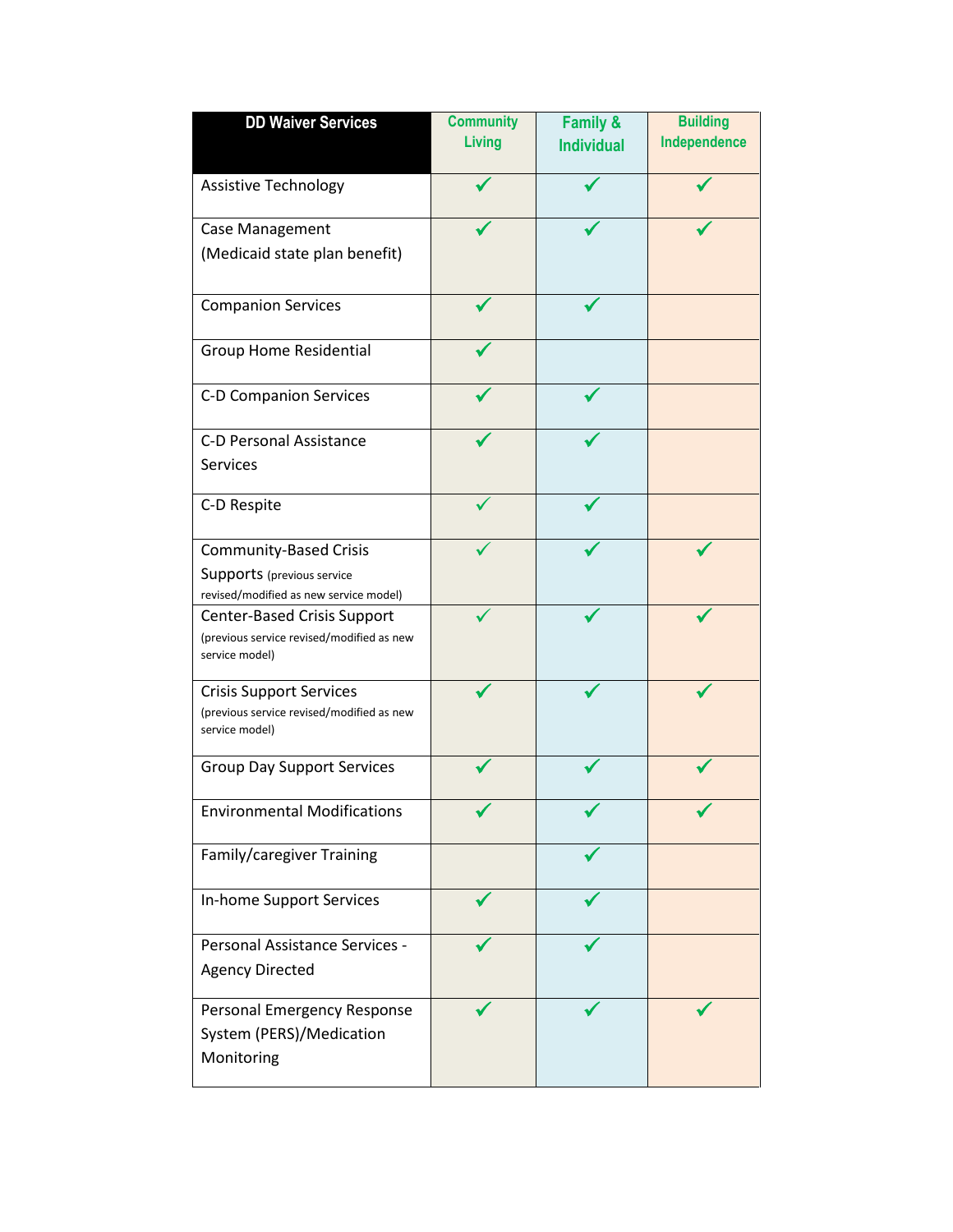| DD Waiver Services | Community Living | Family & Individual | Building Independence |
|---|---|---|---|
| Assistive Technology | ✓ | ✓ | ✓ |
| Case Management (Medicaid state plan benefit) | ✓ | ✓ | ✓ |
| Companion Services | ✓ | ✓ | |
| Group Home Residential | ✓ | | |
| C-D Companion Services | ✓ | ✓ | |
| C-D Personal Assistance Services | ✓ | ✓ | |
| C-D Respite | ✓ | ✓ | |
| Community-Based Crisis Supports (previous service revised/modified as new service model) | ✓ | ✓ | ✓ |
| Center-Based Crisis Support (previous service revised/modified as new service model) | ✓ | ✓ | ✓ |
| Crisis Support Services (previous service revised/modified as new service model) | ✓ | ✓ | ✓ |
| Group Day Support Services | ✓ | ✓ | ✓ |
| Environmental Modifications | ✓ | ✓ | ✓ |
| Family/caregiver Training | | ✓ | |
| In-home Support Services | ✓ | ✓ | |
| Personal Assistance Services - Agency Directed | ✓ | ✓ | |
| Personal Emergency Response System (PERS)/Medication Monitoring | ✓ | ✓ | ✓ |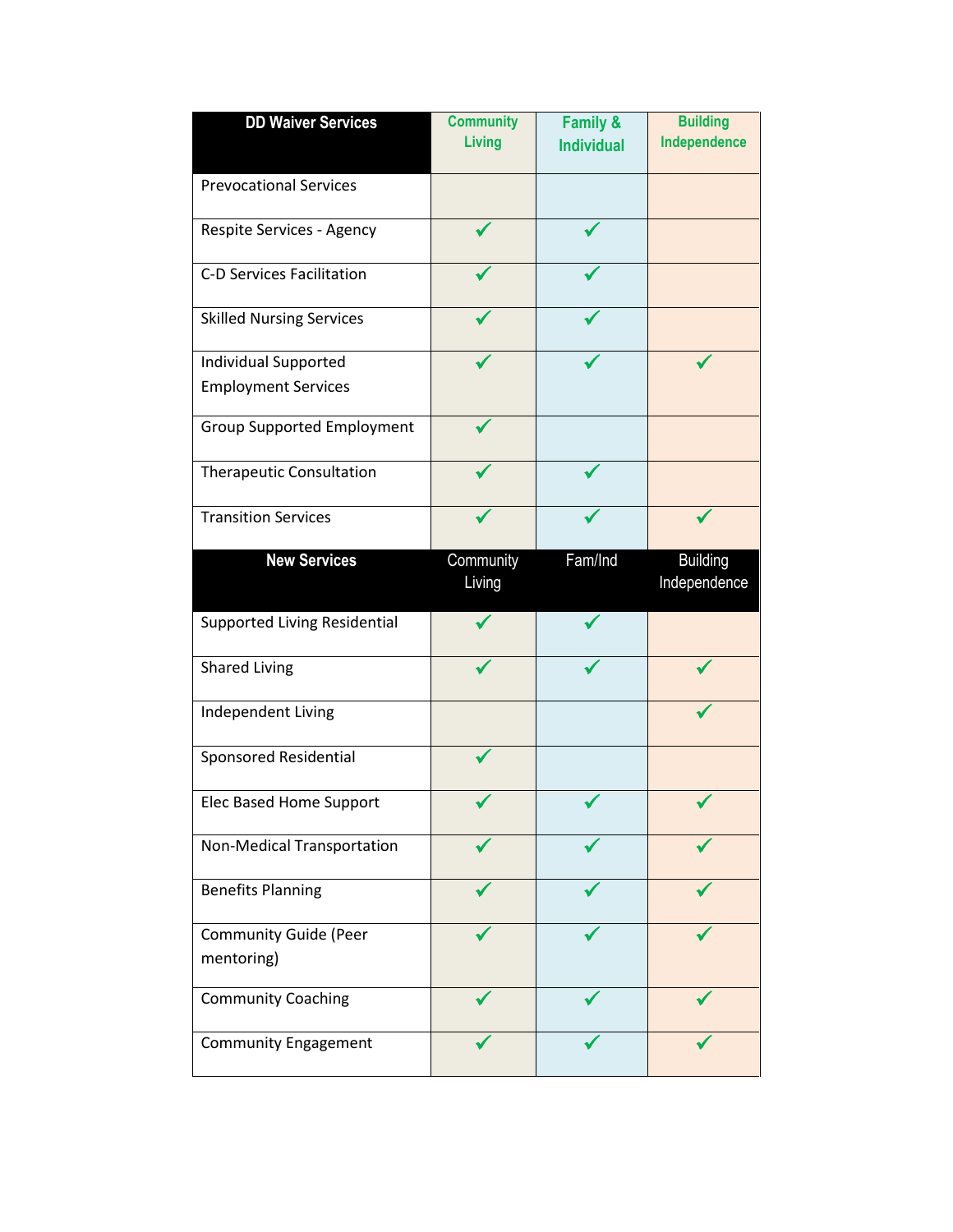| DD Waiver Services | Community Living | Family & Individual | Building Independence |
|---|---|---|---|
| Prevocational Services | | | |
| Respite Services - Agency | ✓ | ✓ | |
| C-D Services Facilitation | ✓ | ✓ | |
| Skilled Nursing Services | ✓ | ✓ | |
| Individual Supported Employment Services | ✓ | ✓ | ✓ |
| Group Supported Employment | ✓ | | |
| Therapeutic Consultation | ✓ | ✓ | |
| Transition Services | ✓ | ✓ | ✓ |
| **New Services** | **Community Living** | **Fam/Ind** | **Building Independence** |
| Supported Living Residential | ✓ | ✓ | |
| Shared Living | ✓ | ✓ | ✓ |
| Independent Living | | | ✓ |
| Sponsored Residential | ✓ | | |
| Elec Based Home Support | ✓ | ✓ | ✓ |
| Non-Medical Transportation | ✓ | ✓ | ✓ |
| Benefits Planning | ✓ | ✓ | ✓ |
| Community Guide (Peer mentoring) | ✓ | ✓ | ✓ |
| Community Coaching | ✓ | ✓ | ✓ |
| Community Engagement | ✓ | ✓ | ✓ |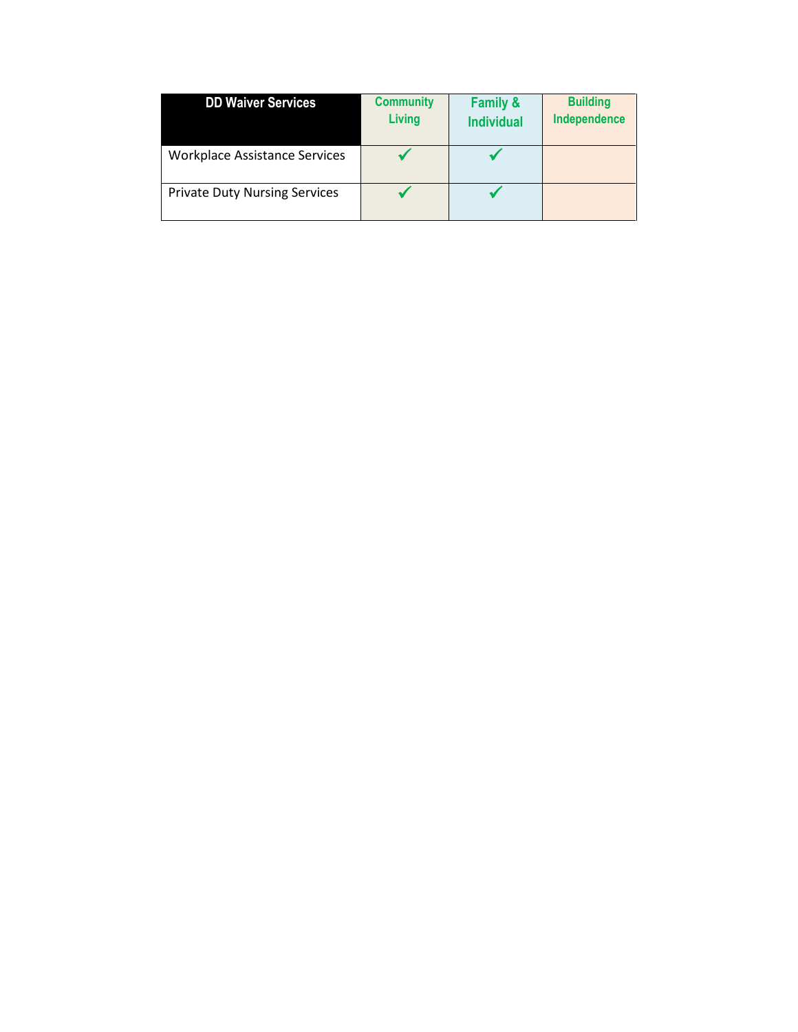| DD Waiver Services | Community Living | Family & Individual | Building Independence |
|---|---|---|---|
| Workplace Assistance Services | ✓ | ✓ | |
| Private Duty Nursing Services | ✓ | ✓ | |